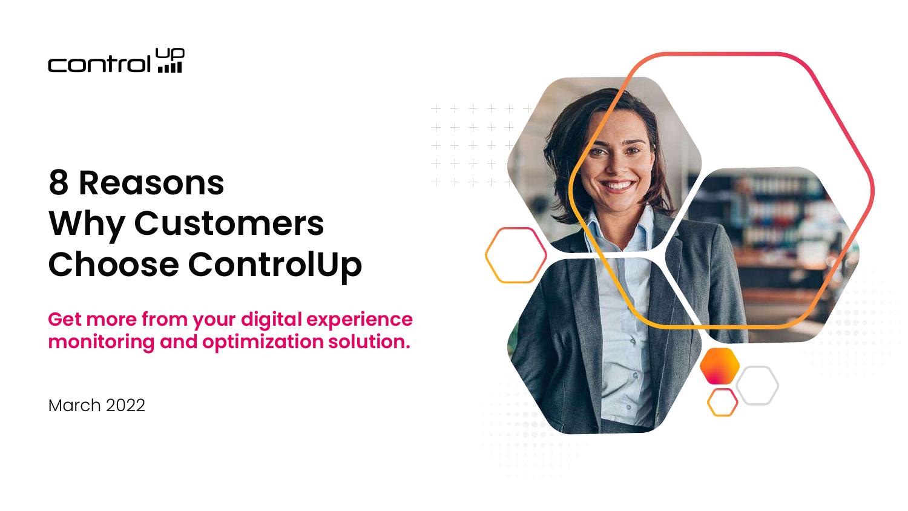controlup

# 8 Reasons Why Customers Choose ControlUp

**Get more from your digital experience monitoring and optimization solution.**

March 2022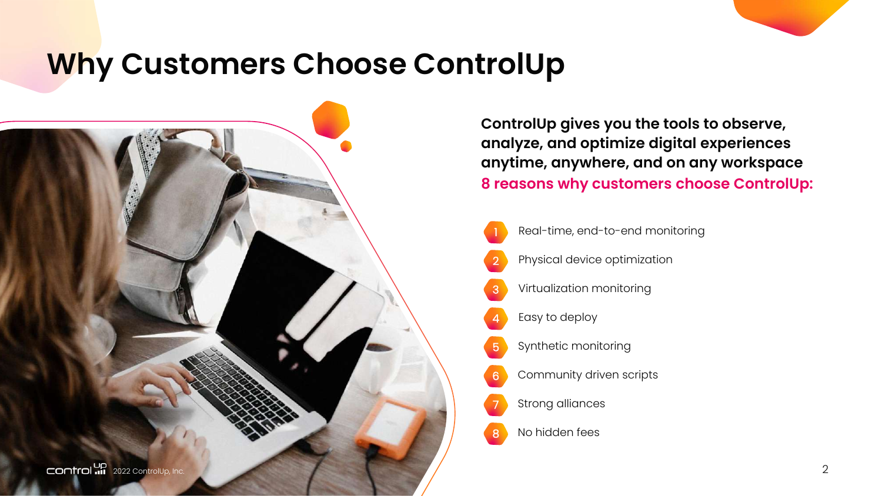# Why Customers Choose ControlUp

**ControlUp gives you the tools to observe, analyze, and optimize digital experiences anytime, anywhere, and on any workspace**

**8 reasons why customers choose ControlUp:**

1. Real-time, end-to-end monitoring
2. Physical device optimization
3. Virtualization monitoring
4. Easy to deploy
5. Synthetic monitoring
6. Community driven scripts
7. Strong alliances
8. No hidden fees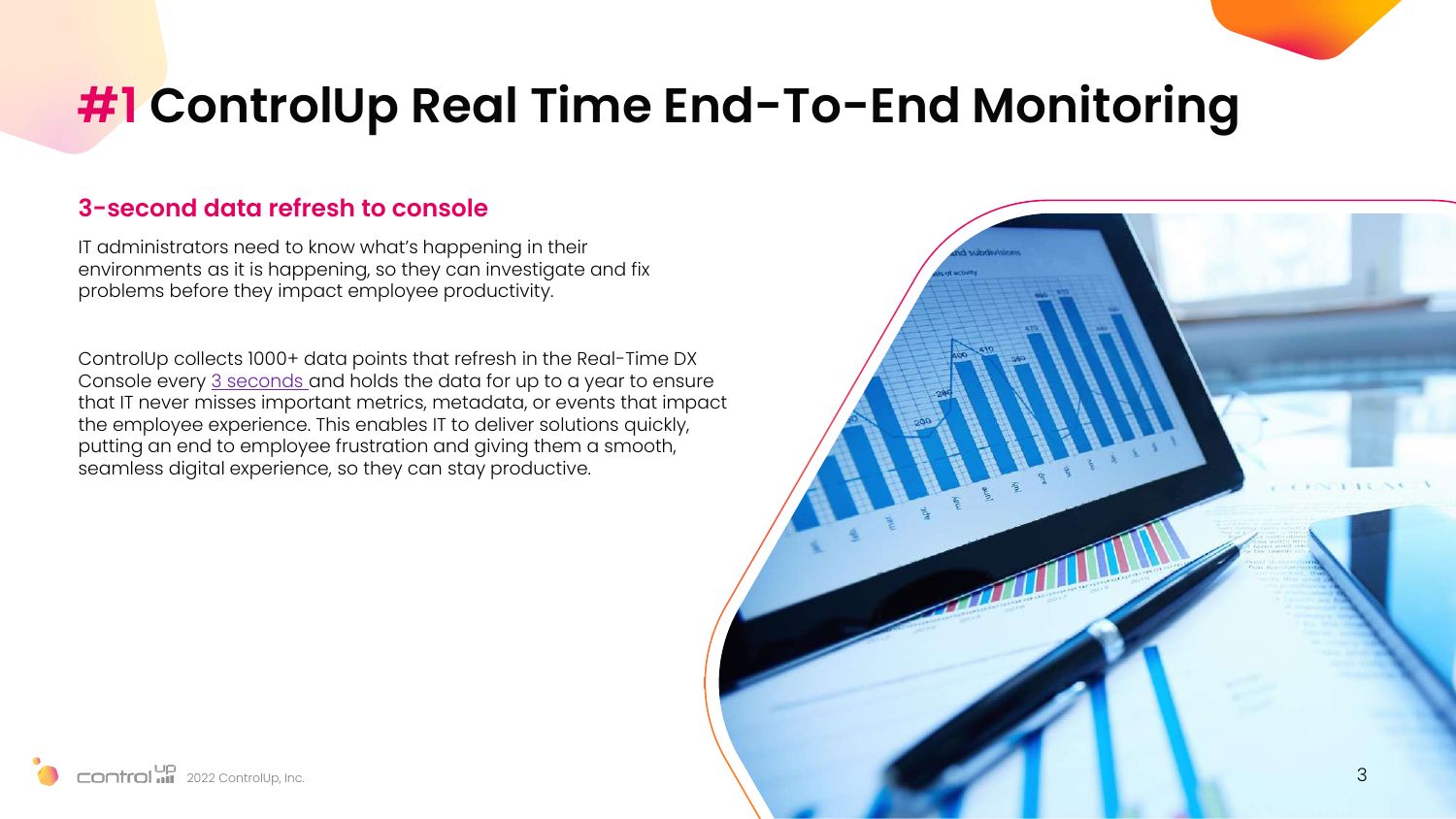# #1 ControlUp Real Time End-To-End Monitoring

## 3-second data refresh to console

IT administrators need to know what's happening in their environments as it is happening, so they can investigate and fix problems before they impact employee productivity.

ControlUp collects 1000+ data points that refresh in the Real-Time DX Console every 3 seconds and holds the data for up to a year to ensure that IT never misses important metrics, metadata, or events that impact the employee experience. This enables IT to deliver solutions quickly, putting an end to employee frustration and giving them a smooth, seamless digital experience, so they can stay productive.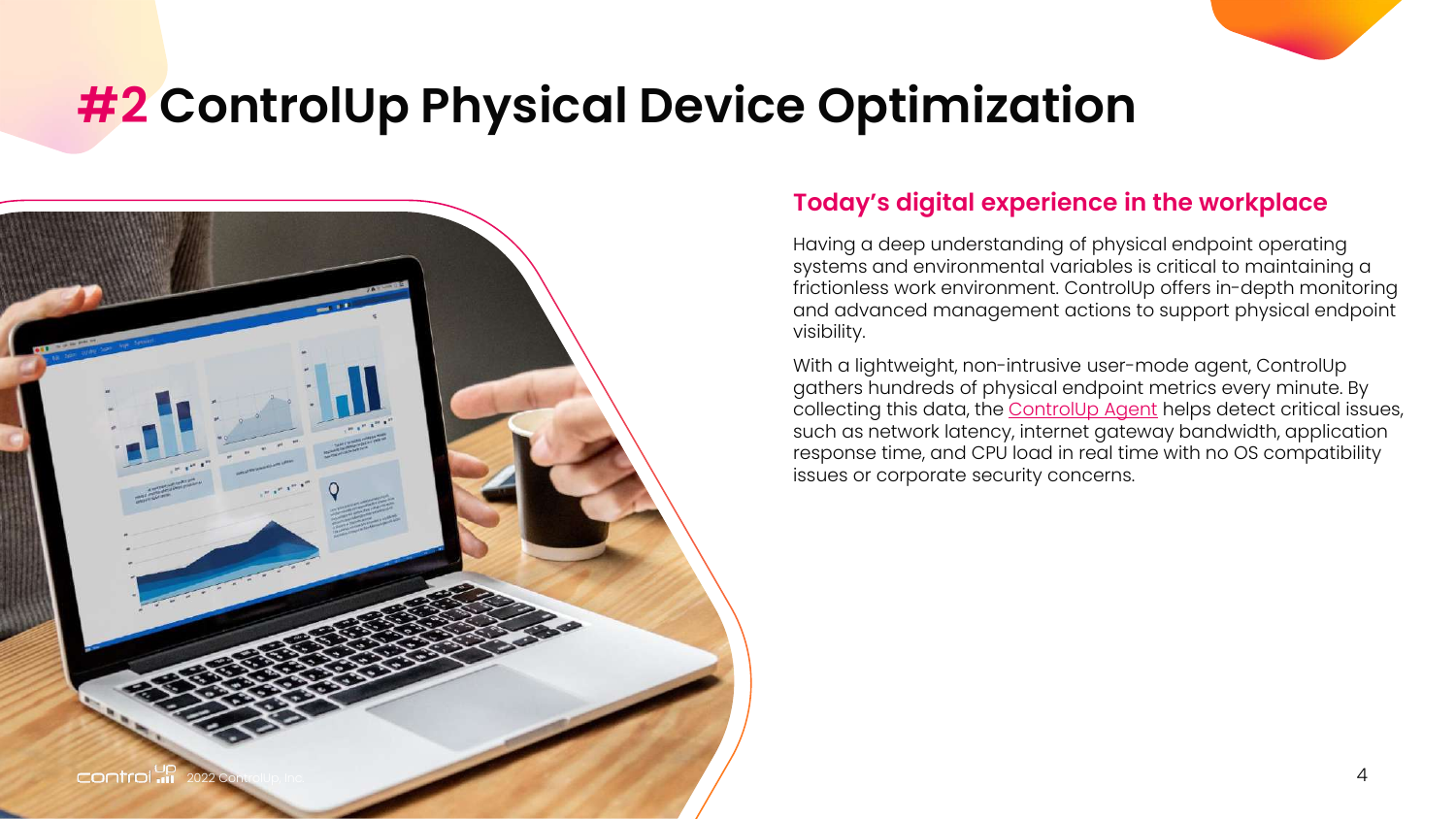# #2 ControlUp Physical Device Optimization

## Today's digital experience in the workplace

Having a deep understanding of physical endpoint operating systems and environmental variables is critical to maintaining a frictionless work environment. ControlUp offers in-depth monitoring and advanced management actions to support physical endpoint visibility.

With a lightweight, non-intrusive user-mode agent, ControlUp gathers hundreds of physical endpoint metrics every minute. By collecting this data, the ControlUp Agent helps detect critical issues, such as network latency, internet gateway bandwidth, application response time, and CPU load in real time with no OS compatibility issues or corporate security concerns.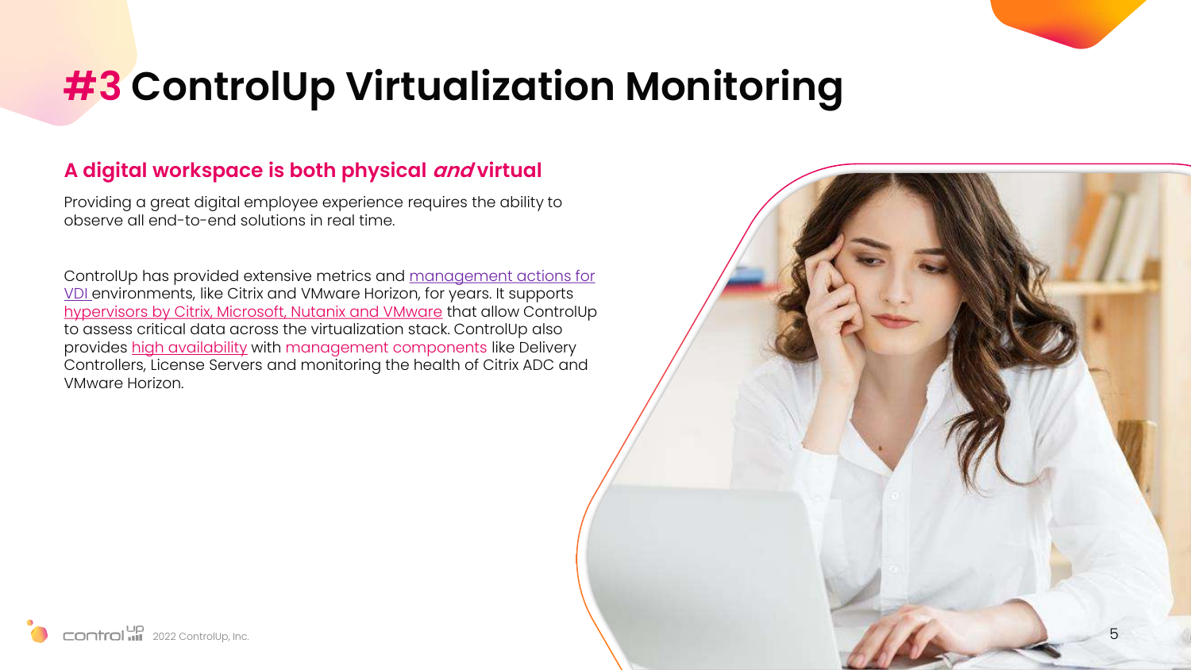# #3 ControlUp Virtualization Monitoring

## A digital workspace is both physical *and* virtual

Providing a great digital employee experience requires the ability to observe all end-to-end solutions in real time.

ControlUp has provided extensive metrics and management actions for VDI environments, like Citrix and VMware Horizon, for years. It supports hypervisors by Citrix, Microsoft, Nutanix and VMware that allow ControlUp to assess critical data across the virtualization stack. ControlUp also provides high availability with management components like Delivery Controllers, License Servers and monitoring the health of Citrix ADC and VMware Horizon.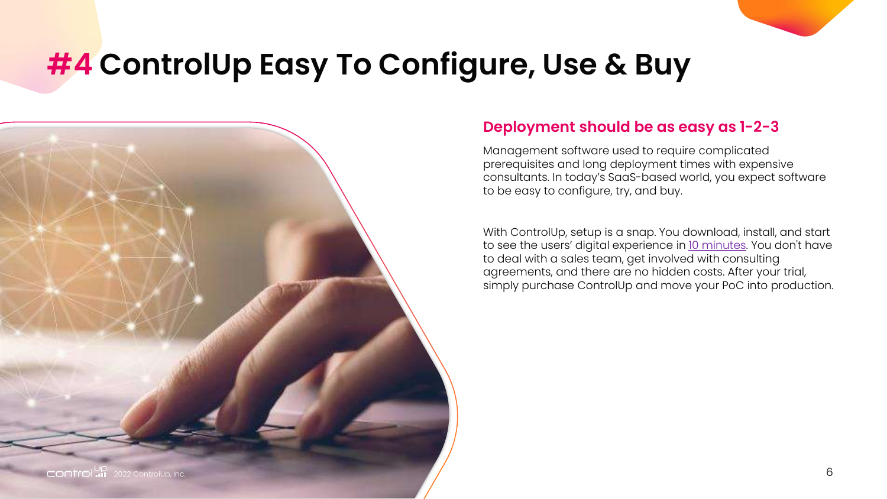# #4 ControlUp Easy To Configure, Use & Buy

## Deployment should be as easy as 1-2-3

Management software used to require complicated prerequisites and long deployment times with expensive consultants. In today's SaaS-based world, you expect software to be easy to configure, try, and buy.

With ControlUp, setup is a snap. You download, install, and start to see the users' digital experience in 10 minutes. You don't have to deal with a sales team, get involved with consulting agreements, and there are no hidden costs. After your trial, simply purchase ControlUp and move your PoC into production.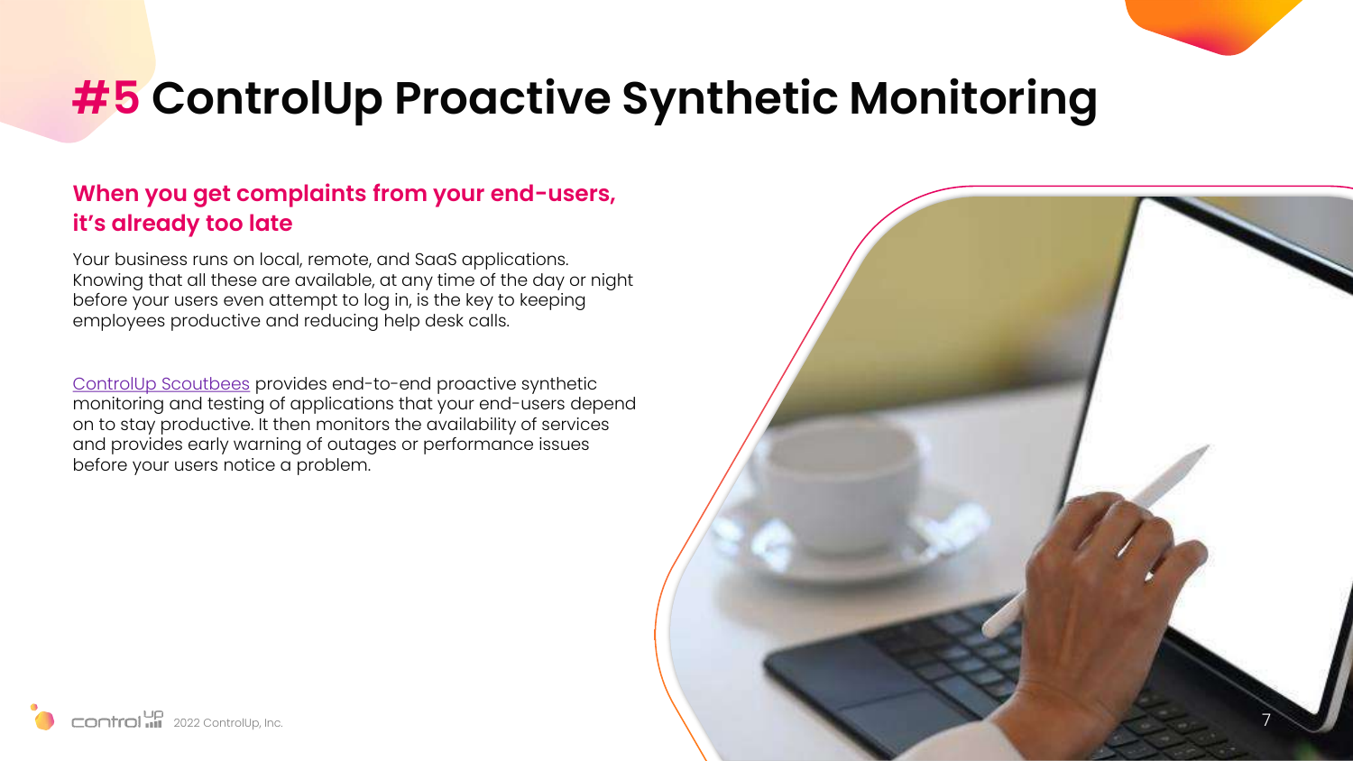# #5 ControlUp Proactive Synthetic Monitoring

## When you get complaints from your end-users, it's already too late

Your business runs on local, remote, and SaaS applications. Knowing that all these are available, at any time of the day or night before your users even attempt to log in, is the key to keeping employees productive and reducing help desk calls.

ControlUp Scoutbees provides end-to-end proactive synthetic monitoring and testing of applications that your end-users depend on to stay productive. It then monitors the availability of services and provides early warning of outages or performance issues before your users notice a problem.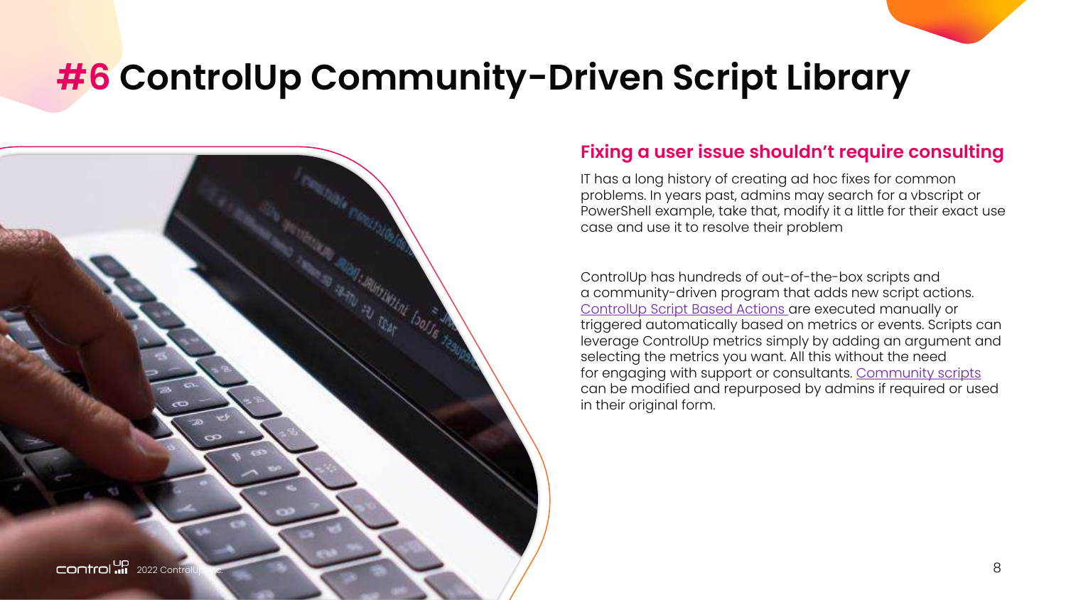# #6 ControlUp Community-Driven Script Library

## Fixing a user issue shouldn't require consulting

IT has a long history of creating ad hoc fixes for common problems. In years past, admins may search for a vbscript or PowerShell example, take that, modify it a little for their exact use case and use it to resolve their problem

ControlUp has hundreds of out-of-the-box scripts and a community-driven program that adds new script actions. ControlUp Script Based Actions are executed manually or triggered automatically based on metrics or events. Scripts can leverage ControlUp metrics simply by adding an argument and selecting the metrics you want. All this without the need for engaging with support or consultants. Community scripts can be modified and repurposed by admins if required or used in their original form.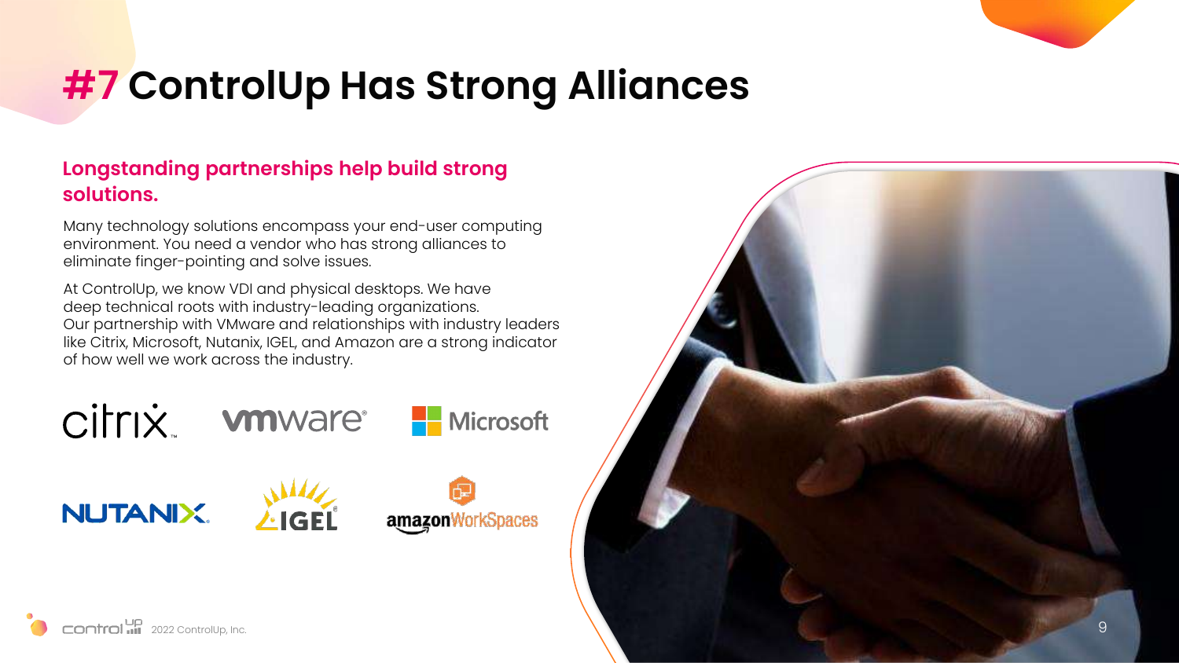# #7 ControlUp Has Strong Alliances

## Longstanding partnerships help build strong solutions.

Many technology solutions encompass your end-user computing environment. You need a vendor who has strong alliances to eliminate finger-pointing and solve issues.

At ControlUp, we know VDI and physical desktops. We have deep technical roots with industry-leading organizations. Our partnership with VMware and relationships with industry leaders like Citrix, Microsoft, Nutanix, IGEL, and Amazon are a strong indicator of how well we work across the industry.

2022 ControlUp, Inc.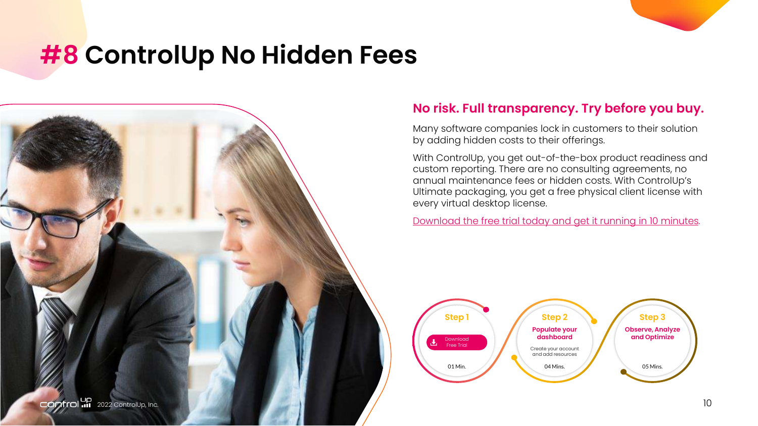# #8 ControlUp No Hidden Fees

## No risk. Full transparency. Try before you buy.

Many software companies lock in customers to their solution by adding hidden costs to their offerings.

With ControlUp, you get out-of-the-box product readiness and custom reporting. There are no consulting agreements, no annual maintenance fees or hidden costs. With ControlUp's Ultimate packaging, you get a free physical client license with every virtual desktop license.

Download the free trial today and get it running in 10 minutes.

**Step 1**
Download Free Trial
01 Min.

**Step 2**
**Populate your dashboard**
Create your account and add resources
04 Mins.

**Step 3**
**Observe, Analyze and Optimize**
05 Mins.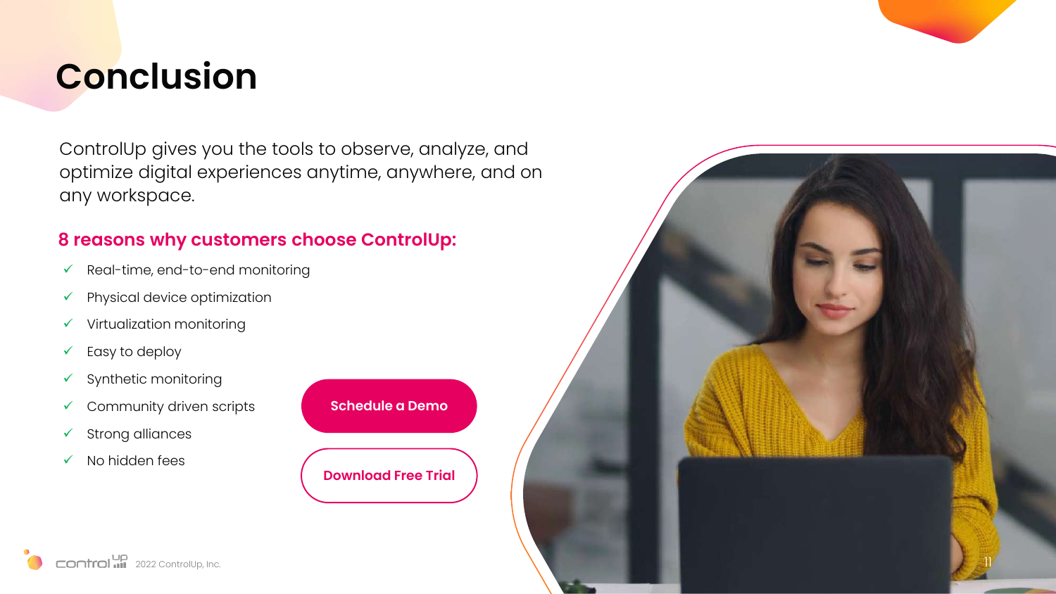# Conclusion

ControlUp gives you the tools to observe, analyze, and optimize digital experiences anytime, anywhere, and on any workspace.

## 8 reasons why customers choose ControlUp:

- ✓ Real-time, end-to-end monitoring
- ✓ Physical device optimization
- ✓ Virtualization monitoring
- ✓ Easy to deploy
- ✓ Synthetic monitoring
- ✓ Community driven scripts
- ✓ Strong alliances
- ✓ No hidden fees

Schedule a Demo

Download Free Trial

2022 ControlUp, Inc.